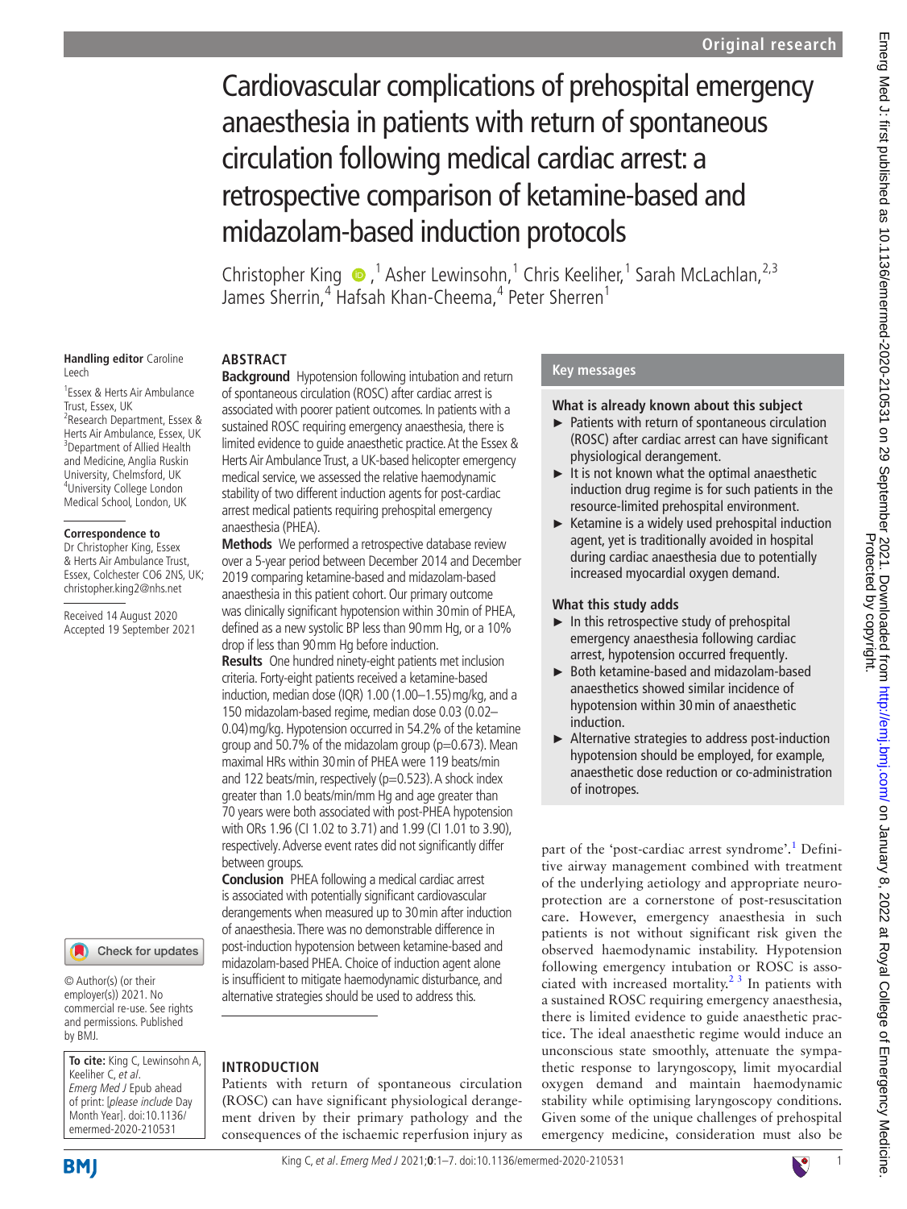# Cardiovascular complications of prehospital emergency anaesthesia in patients with return of spontaneous circulation following medical cardiac arrest: a retrospective comparison of ketamine-based and midazolam-based induction protocols

Christopher King,[1] Asher Lewinsohn,[1] Chris Keeliher,[1] Sarah McLachlan,[2,3] James Sherrin,[4] Hafsah Khan-Cheema,[4] Peter Sherren[1]

**Handling editor** Caroline Leech

[1]Essex & Herts Air Ambulance Trust, Essex, UK
[2]Research Department, Essex & Herts Air Ambulance, Essex, UK
[3]Department of Allied Health and Medicine, Anglia Ruskin University, Chelmsford, UK
[4]University College London Medical School, London, UK

**Correspondence to**
Dr Christopher King, Essex & Herts Air Ambulance Trust, Essex, Colchester CO6 2NS, UK; christopher.king2@nhs.net

Received 14 August 2020
Accepted 19 September 2021

## ABSTRACT

**Background** Hypotension following intubation and return of spontaneous circulation (ROSC) after cardiac arrest is associated with poorer patient outcomes. In patients with a sustained ROSC requiring emergency anaesthesia, there is limited evidence to guide anaesthetic practice. At the Essex & Herts Air Ambulance Trust, a UK-based helicopter emergency medical service, we assessed the relative haemodynamic stability of two different induction agents for post-cardiac arrest medical patients requiring prehospital emergency anaesthesia (PHEA).

**Methods** We performed a retrospective database review over a 5-year period between December 2014 and December 2019 comparing ketamine-based and midazolam-based anaesthesia in this patient cohort. Our primary outcome was clinically significant hypotension within 30 min of PHEA, defined as a new systolic BP less than 90 mm Hg, or a 10% drop if less than 90 mm Hg before induction.

**Results** One hundred ninety-eight patients met inclusion criteria. Forty-eight patients received a ketamine-based induction, median dose (IQR) 1.00 (1.00–1.55) mg/kg, and a 150 midazolam-based regime, median dose 0.03 (0.02–0.04) mg/kg. Hypotension occurred in 54.2% of the ketamine group and 50.7% of the midazolam group (p=0.673). Mean maximal HRs within 30 min of PHEA were 119 beats/min and 122 beats/min, respectively (p=0.523). A shock index greater than 1.0 beats/min/mm Hg and age greater than 70 years were both associated with post-PHEA hypotension with ORs 1.96 (CI 1.02 to 3.71) and 1.99 (CI 1.01 to 3.90), respectively. Adverse event rates did not significantly differ between groups.

**Conclusion** PHEA following a medical cardiac arrest is associated with potentially significant cardiovascular derangements when measured up to 30 min after induction of anaesthesia. There was no demonstrable difference in post-induction hypotension between ketamine-based and midazolam-based PHEA. Choice of induction agent alone is insufficient to mitigate haemodynamic disturbance, and alternative strategies should be used to address this.

© Author(s) (or their employer(s)) 2021. No commercial re-use. See rights and permissions. Published by BMJ.

**To cite:** King C, Lewinsohn A, Keeliher C, *et al*. *Emerg Med J* Epub ahead of print: [*please include* Day Month Year]. doi:10.1136/emermed-2020-210531

### Key messages

**What is already known about this subject**

- Patients with return of spontaneous circulation (ROSC) after cardiac arrest can have significant physiological derangement.
- It is not known what the optimal anaesthetic induction drug regime is for such patients in the resource-limited prehospital environment.
- Ketamine is a widely used prehospital induction agent, yet is traditionally avoided in hospital during cardiac anaesthesia due to potentially increased myocardial oxygen demand.

**What this study adds**

- In this retrospective study of prehospital emergency anaesthesia following cardiac arrest, hypotension occurred frequently.
- Both ketamine-based and midazolam-based anaesthetics showed similar incidence of hypotension within 30 min of anaesthetic induction.
- Alternative strategies to address post-induction hypotension should be employed, for example, anaesthetic dose reduction or co-administration of inotropes.

## INTRODUCTION

Patients with return of spontaneous circulation (ROSC) can have significant physiological derangement driven by their primary pathology and the consequences of the ischaemic reperfusion injury as part of the 'post-cardiac arrest syndrome'.[1] Definitive airway management combined with treatment of the underlying aetiology and appropriate neuroprotection are a cornerstone of post-resuscitation care. However, emergency anaesthesia in such patients is not without significant risk given the observed haemodynamic instability. Hypotension following emergency intubation or ROSC is associated with increased mortality.[2,3] In patients with a sustained ROSC requiring emergency anaesthesia, there is limited evidence to guide anaesthetic practice. The ideal anaesthetic regime would induce an unconscious state smoothly, attenuate the sympathetic response to laryngoscopy, limit myocardial oxygen demand and maintain haemodynamic stability while optimising laryngoscopy conditions. Given some of the unique challenges of prehospital emergency medicine, consideration must also be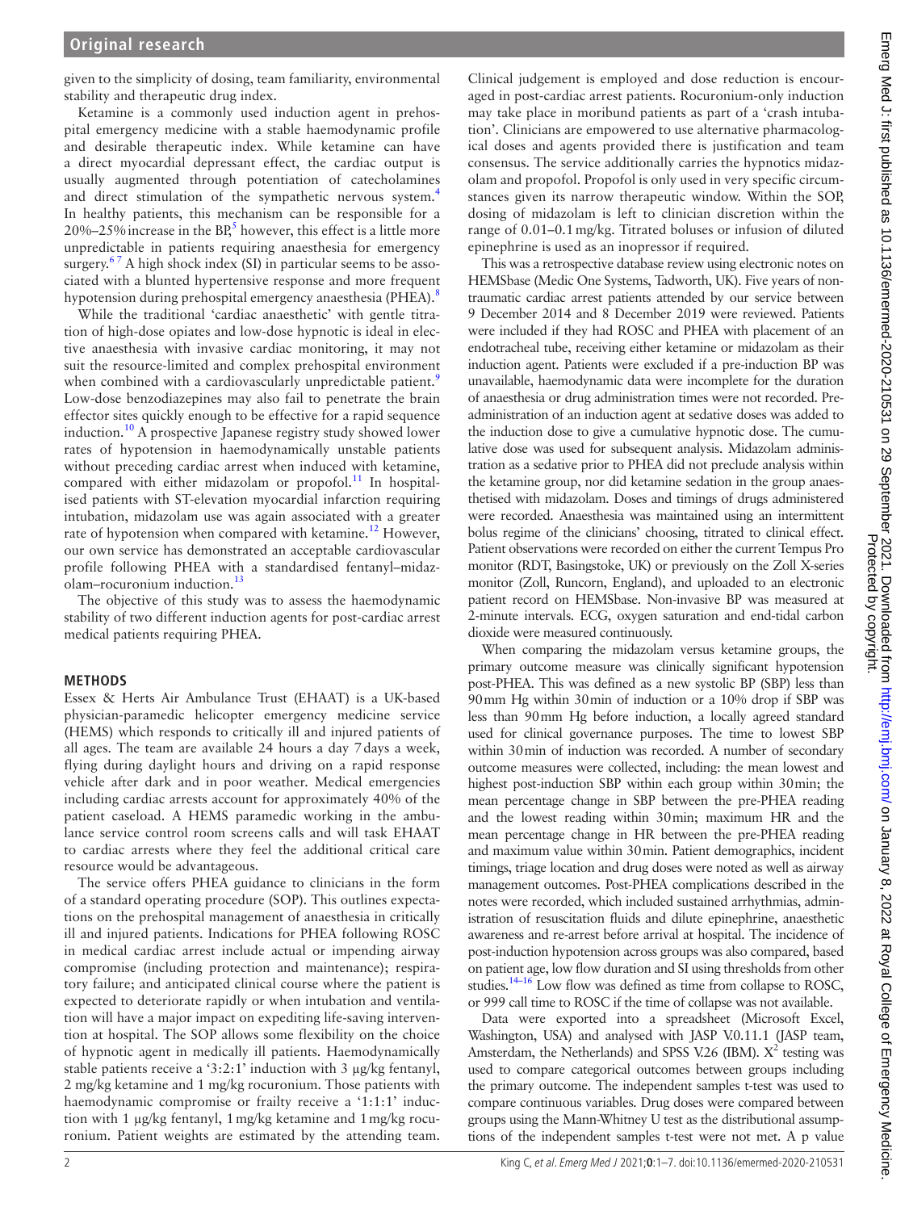given to the simplicity of dosing, team familiarity, environmental stability and therapeutic drug index.

Ketamine is a commonly used induction agent in prehospital emergency medicine with a stable haemodynamic profile and desirable therapeutic index. While ketamine can have a direct myocardial depressant effect, the cardiac output is usually augmented through potentiation of catecholamines and direct stimulation of the sympathetic nervous system.[4] In healthy patients, this mechanism can be responsible for a 20%–25% increase in the BP,[5] however, this effect is a little more unpredictable in patients requiring anaesthesia for emergency surgery.[6 7] A high shock index (SI) in particular seems to be associated with a blunted hypertensive response and more frequent hypotension during prehospital emergency anaesthesia (PHEA).[8]

While the traditional 'cardiac anaesthetic' with gentle titration of high-dose opiates and low-dose hypnotic is ideal in elective anaesthesia with invasive cardiac monitoring, it may not suit the resource-limited and complex prehospital environment when combined with a cardiovascularly unpredictable patient.[9] Low-dose benzodiazepines may also fail to penetrate the brain effector sites quickly enough to be effective for a rapid sequence induction.[10] A prospective Japanese registry study showed lower rates of hypotension in haemodynamically unstable patients without preceding cardiac arrest when induced with ketamine, compared with either midazolam or propofol.[11] In hospitalised patients with ST-elevation myocardial infarction requiring intubation, midazolam use was again associated with a greater rate of hypotension when compared with ketamine.[12] However, our own service has demonstrated an acceptable cardiovascular profile following PHEA with a standardised fentanyl–midazolam–rocuronium induction.[13]

The objective of this study was to assess the haemodynamic stability of two different induction agents for post-cardiac arrest medical patients requiring PHEA.

## METHODS

Essex & Herts Air Ambulance Trust (EHAAT) is a UK-based physician-paramedic helicopter emergency medicine service (HEMS) which responds to critically ill and injured patients of all ages. The team are available 24 hours a day 7 days a week, flying during daylight hours and driving on a rapid response vehicle after dark and in poor weather. Medical emergencies including cardiac arrests account for approximately 40% of the patient caseload. A HEMS paramedic working in the ambulance service control room screens calls and will task EHAAT to cardiac arrests where they feel the additional critical care resource would be advantageous.

The service offers PHEA guidance to clinicians in the form of a standard operating procedure (SOP). This outlines expectations on the prehospital management of anaesthesia in critically ill and injured patients. Indications for PHEA following ROSC in medical cardiac arrest include actual or impending airway compromise (including protection and maintenance); respiratory failure; and anticipated clinical course where the patient is expected to deteriorate rapidly or when intubation and ventilation will have a major impact on expediting life-saving intervention at hospital. The SOP allows some flexibility on the choice of hypnotic agent in medically ill patients. Haemodynamically stable patients receive a '3:2:1' induction with 3 µg/kg fentanyl, 2 mg/kg ketamine and 1 mg/kg rocuronium. Those patients with haemodynamic compromise or frailty receive a '1:1:1' induction with 1 µg/kg fentanyl, 1 mg/kg ketamine and 1 mg/kg rocuronium. Patient weights are estimated by the attending team. Clinical judgement is employed and dose reduction is encouraged in post-cardiac arrest patients. Rocuronium-only induction may take place in moribund patients as part of a 'crash intubation'. Clinicians are empowered to use alternative pharmacological doses and agents provided there is justification and team consensus. The service additionally carries the hypnotics midazolam and propofol. Propofol is only used in very specific circumstances given its narrow therapeutic window. Within the SOP, dosing of midazolam is left to clinician discretion within the range of 0.01–0.1 mg/kg. Titrated boluses or infusion of diluted epinephrine is used as an inopressor if required.

This was a retrospective database review using electronic notes on HEMSbase (Medic One Systems, Tadworth, UK). Five years of non-traumatic cardiac arrest patients attended by our service between 9 December 2014 and 8 December 2019 were reviewed. Patients were included if they had ROSC and PHEA with placement of an endotracheal tube, receiving either ketamine or midazolam as their induction agent. Patients were excluded if a pre-induction BP was unavailable, haemodynamic data were incomplete for the duration of anaesthesia or drug administration times were not recorded. Pre-administration of an induction agent at sedative doses was added to the induction dose to give a cumulative hypnotic dose. The cumulative dose was used for subsequent analysis. Midazolam administration as a sedative prior to PHEA did not preclude analysis within the ketamine group, nor did ketamine sedation in the group anaesthetised with midazolam. Doses and timings of drugs administered were recorded. Anaesthesia was maintained using an intermittent bolus regime of the clinicians' choosing, titrated to clinical effect. Patient observations were recorded on either the current Tempus Pro monitor (RDT, Basingstoke, UK) or previously on the Zoll X-series monitor (Zoll, Runcorn, England), and uploaded to an electronic patient record on HEMSbase. Non-invasive BP was measured at 2-minute intervals. ECG, oxygen saturation and end-tidal carbon dioxide were measured continuously.

When comparing the midazolam versus ketamine groups, the primary outcome measure was clinically significant hypotension post-PHEA. This was defined as a new systolic BP (SBP) less than 90 mm Hg within 30 min of induction or a 10% drop if SBP was less than 90 mm Hg before induction, a locally agreed standard used for clinical governance purposes. The time to lowest SBP within 30 min of induction was recorded. A number of secondary outcome measures were collected, including: the mean lowest and highest post-induction SBP within each group within 30 min; the mean percentage change in SBP between the pre-PHEA reading and the lowest reading within 30 min; maximum HR and the mean percentage change in HR between the pre-PHEA reading and maximum value within 30 min. Patient demographics, incident timings, triage location and drug doses were noted as well as airway management outcomes. Post-PHEA complications described in the notes were recorded, which included sustained arrhythmias, administration of resuscitation fluids and dilute epinephrine, anaesthetic awareness and re-arrest before arrival at hospital. The incidence of post-induction hypotension across groups was also compared, based on patient age, low flow duration and SI using thresholds from other studies.[14–16] Low flow was defined as time from collapse to ROSC, or 999 call time to ROSC if the time of collapse was not available.

Data were exported into a spreadsheet (Microsoft Excel, Washington, USA) and analysed with JASP V.0.11.1 (JASP team, Amsterdam, the Netherlands) and SPSS V.26 (IBM). $X^2$ testing was used to compare categorical outcomes between groups including the primary outcome. The independent samples t-test was used to compare continuous variables. Drug doses were compared between groups using the Mann-Whitney U test as the distributional assumptions of the independent samples t-test were not met. A p value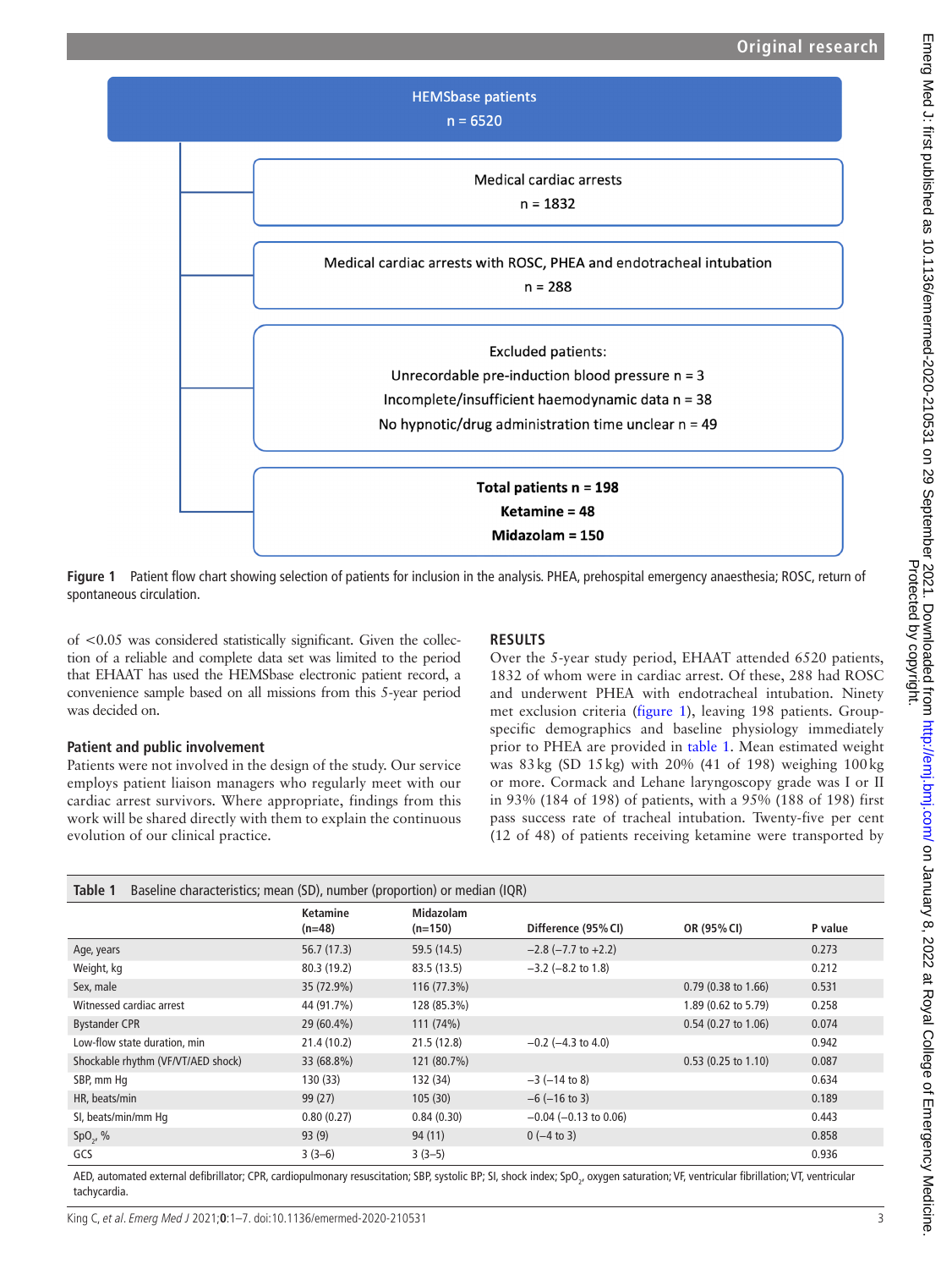HEMSbase patients
n = 6520

Medical cardiac arrests
n = 1832

Medical cardiac arrests with ROSC, PHEA and endotracheal intubation
n = 288

Excluded patients:
Unrecordable pre-induction blood pressure n = 3
Incomplete/insufficient haemodynamic data n = 38
No hypnotic/drug administration time unclear n = 49

**Total patients n = 198**
**Ketamine = 48**
**Midazolam = 150**

**Figure 1** Patient flow chart showing selection of patients for inclusion in the analysis. PHEA, prehospital emergency anaesthesia; ROSC, return of spontaneous circulation.

of <0.05 was considered statistically significant. Given the collection of a reliable and complete data set was limited to the period that EHAAT has used the HEMSbase electronic patient record, a convenience sample based on all missions from this 5-year period was decided on.

### Patient and public involvement

Patients were not involved in the design of the study. Our service employs patient liaison managers who regularly meet with our cardiac arrest survivors. Where appropriate, findings from this work will be shared directly with them to explain the continuous evolution of our clinical practice.

## RESULTS

Over the 5-year study period, EHAAT attended 6520 patients, 1832 of whom were in cardiac arrest. Of these, 288 had ROSC and underwent PHEA with endotracheal intubation. Ninety met exclusion criteria (figure 1), leaving 198 patients. Group-specific demographics and baseline physiology immediately prior to PHEA are provided in table 1. Mean estimated weight was 83 kg (SD 15 kg) with 20% (41 of 198) weighing 100 kg or more. Cormack and Lehane laryngoscopy grade was I or II in 93% (184 of 198) of patients, with a 95% (188 of 198) first pass success rate of tracheal intubation. Twenty-five per cent (12 of 48) of patients receiving ketamine were transported by

**Table 1** Baseline characteristics; mean (SD), number (proportion) or median (IQR)

| | Ketamine (n=48) | Midazolam (n=150) | Difference (95% CI) | OR (95% CI) | P value |
|---|---|---|---|---|---|
| Age, years | 56.7 (17.3) | 59.5 (14.5) | −2.8 (−7.7 to +2.2) | | 0.273 |
| Weight, kg | 80.3 (19.2) | 83.5 (13.5) | −3.2 (−8.2 to 1.8) | | 0.212 |
| Sex, male | 35 (72.9%) | 116 (77.3%) | | 0.79 (0.38 to 1.66) | 0.531 |
| Witnessed cardiac arrest | 44 (91.7%) | 128 (85.3%) | | 1.89 (0.62 to 5.79) | 0.258 |
| Bystander CPR | 29 (60.4%) | 111 (74%) | | 0.54 (0.27 to 1.06) | 0.074 |
| Low-flow state duration, min | 21.4 (10.2) | 21.5 (12.8) | −0.2 (−4.3 to 4.0) | | 0.942 |
| Shockable rhythm (VF/VT/AED shock) | 33 (68.8%) | 121 (80.7%) | | 0.53 (0.25 to 1.10) | 0.087 |
| SBP, mm Hg | 130 (33) | 132 (34) | −3 (−14 to 8) | | 0.634 |
| HR, beats/min | 99 (27) | 105 (30) | −6 (−16 to 3) | | 0.189 |
| SI, beats/min/mm Hg | 0.80 (0.27) | 0.84 (0.30) | −0.04 (−0.13 to 0.06) | | 0.443 |
| $SpO_2$, % | 93 (9) | 94 (11) | 0 (−4 to 3) | | 0.858 |
| GCS | 3 (3–6) | 3 (3–5) | | | 0.936 |

AED, automated external defibrillator; CPR, cardiopulmonary resuscitation; SBP, systolic BP; SI, shock index; $SpO_2$, oxygen saturation; VF, ventricular fibrillation; VT, ventricular tachycardia.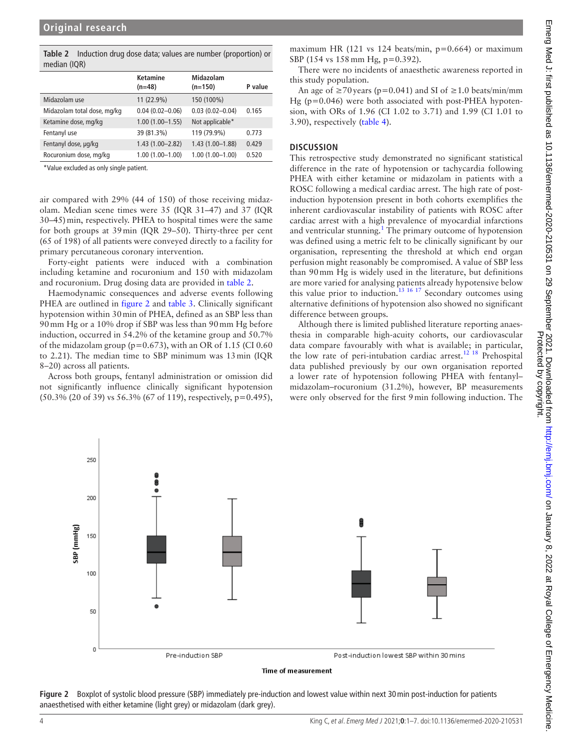**Table 2** Induction drug dose data; values are number (proportion) or median (IQR)

| | Ketamine (n=48) | Midazolam (n=150) | P value |
|---|---|---|---|
| Midazolam use | 11 (22.9%) | 150 (100%) | |
| Midazolam total dose, mg/kg | 0.04 (0.02–0.06) | 0.03 (0.02–0.04) | 0.165 |
| Ketamine dose, mg/kg | 1.00 (1.00–1.55) | Not applicable* | |
| Fentanyl use | 39 (81.3%) | 119 (79.9%) | 0.773 |
| Fentanyl dose, μg/kg | 1.43 (1.00–2.82) | 1.43 (1.00–1.88) | 0.429 |
| Rocuronium dose, mg/kg | 1.00 (1.00–1.00) | 1.00 (1.00–1.00) | 0.520 |

*Value excluded as only single patient.

air compared with 29% (44 of 150) of those receiving midazolam. Median scene times were 35 (IQR 31–47) and 37 (IQR 30–45) min, respectively. PHEA to hospital times were the same for both groups at 39 min (IQR 29–50). Thirty-three per cent (65 of 198) of all patients were conveyed directly to a facility for primary percutaneous coronary intervention.

Forty-eight patients were induced with a combination including ketamine and rocuronium and 150 with midazolam and rocuronium. Drug dosing data are provided in table 2.

Haemodynamic consequences and adverse events following PHEA are outlined in figure 2 and table 3. Clinically significant hypotension within 30 min of PHEA, defined as an SBP less than 90 mm Hg or a 10% drop if SBP was less than 90 mm Hg before induction, occurred in 54.2% of the ketamine group and 50.7% of the midazolam group (p=0.673), with an OR of 1.15 (CI 0.60 to 2.21). The median time to SBP minimum was 13 min (IQR 8–20) across all patients.

Across both groups, fentanyl administration or omission did not significantly influence clinically significant hypotension (50.3% (20 of 39) vs 56.3% (67 of 119), respectively, p=0.495), maximum HR (121 vs 124 beats/min, p=0.664) or maximum SBP (154 vs 158 mm Hg, p=0.392).

There were no incidents of anaesthetic awareness reported in this study population.

An age of ≥70 years (p=0.041) and SI of ≥1.0 beats/min/mm Hg (p=0.046) were both associated with post-PHEA hypotension, with ORs of 1.96 (CI 1.02 to 3.71) and 1.99 (CI 1.01 to 3.90), respectively (table 4).

## DISCUSSION

This retrospective study demonstrated no significant statistical difference in the rate of hypotension or tachycardia following PHEA with either ketamine or midazolam in patients with a ROSC following a medical cardiac arrest. The high rate of post-induction hypotension present in both cohorts exemplifies the inherent cardiovascular instability of patients with ROSC after cardiac arrest with a high prevalence of myocardial infarctions and ventricular stunning.[1] The primary outcome of hypotension was defined using a metric felt to be clinically significant by our organisation, representing the threshold at which end organ perfusion might reasonably be compromised. A value of SBP less than 90 mm Hg is widely used in the literature, but definitions are more varied for analysing patients already hypotensive below this value prior to induction.[13 16 17] Secondary outcomes using alternative definitions of hypotension also showed no significant difference between groups.

Although there is limited published literature reporting anaesthesia in comparable high-acuity cohorts, our cardiovascular data compare favourably with what is available; in particular, the low rate of peri-intubation cardiac arrest.[12 18] Prehospital data published previously by our own organisation reported a lower rate of hypotension following PHEA with fentanyl–midazolam–rocuronium (31.2%), however, BP measurements were only observed for the first 9 min following induction. The

**Figure 2** Boxplot of systolic blood pressure (SBP) immediately pre-induction and lowest value within next 30 min post-induction for patients anaesthetised with either ketamine (light grey) or midazolam (dark grey).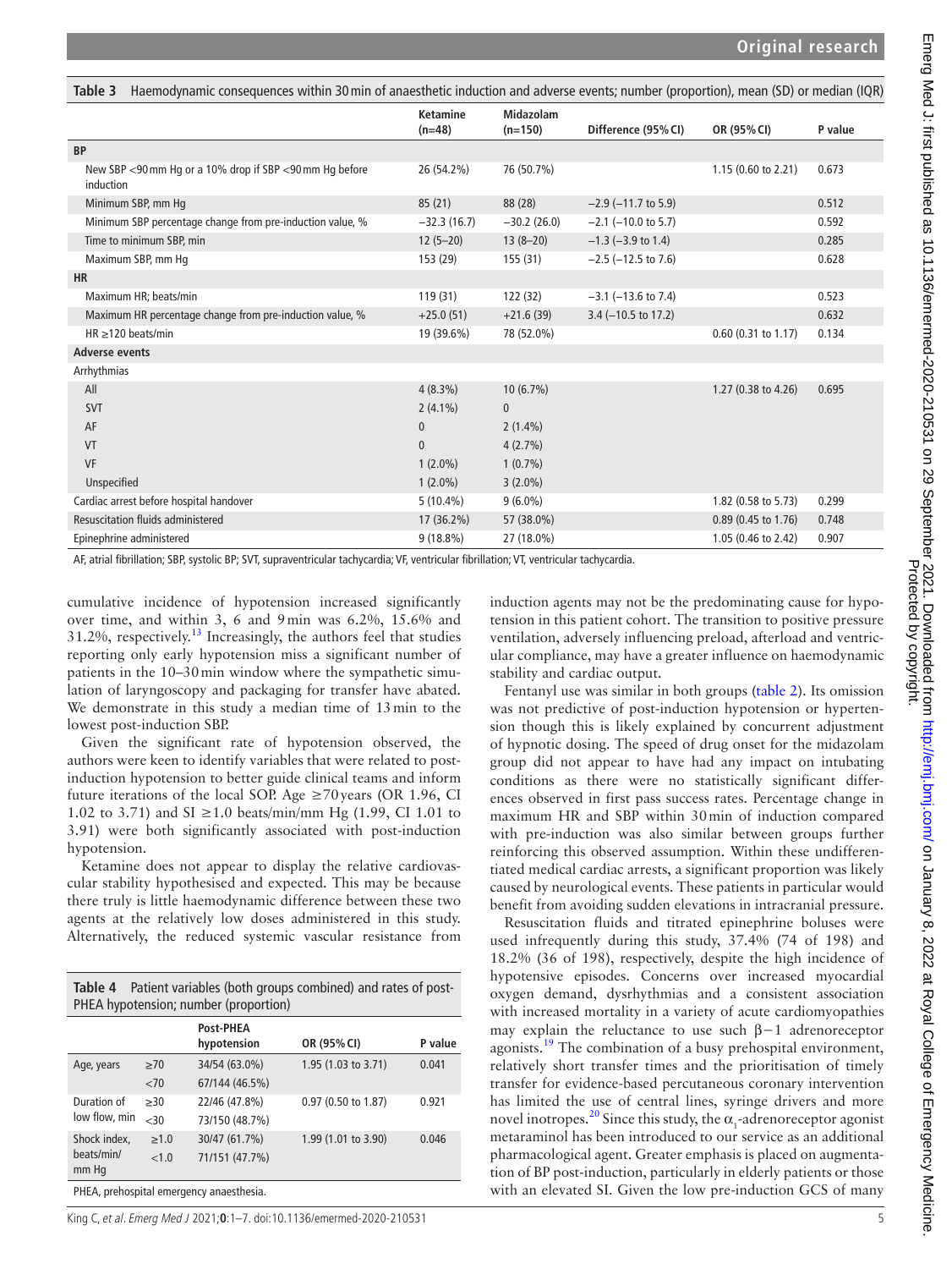**Table 3** Haemodynamic consequences within 30 min of anaesthetic induction and adverse events; number (proportion), mean (SD) or median (IQR)

| | Ketamine (n=48) | Midazolam (n=150) | Difference (95% CI) | OR (95% CI) | P value |
|---|---|---|---|---|---|
| **BP** | | | | | |
| New SBP <90 mm Hg or a 10% drop if SBP <90 mm Hg before induction | 26 (54.2%) | 76 (50.7%) | | 1.15 (0.60 to 2.21) | 0.673 |
| Minimum SBP, mm Hg | 85 (21) | 88 (28) | −2.9 (−11.7 to 5.9) | | 0.512 |
| Minimum SBP percentage change from pre-induction value, % | −32.3 (16.7) | −30.2 (26.0) | −2.1 (−10.0 to 5.7) | | 0.592 |
| Time to minimum SBP, min | 12 (5–20) | 13 (8–20) | −1.3 (−3.9 to 1.4) | | 0.285 |
| Maximum SBP, mm Hg | 153 (29) | 155 (31) | −2.5 (−12.5 to 7.6) | | 0.628 |
| **HR** | | | | | |
| Maximum HR; beats/min | 119 (31) | 122 (32) | −3.1 (−13.6 to 7.4) | | 0.523 |
| Maximum HR percentage change from pre-induction value, % | +25.0 (51) | +21.6 (39) | 3.4 (−10.5 to 17.2) | | 0.632 |
| HR ≥120 beats/min | 19 (39.6%) | 78 (52.0%) | | 0.60 (0.31 to 1.17) | 0.134 |
| **Adverse events** | | | | | |
| Arrhythmias | | | | | |
| All | 4 (8.3%) | 10 (6.7%) | | 1.27 (0.38 to 4.26) | 0.695 |
| SVT | 2 (4.1%) | 0 | | | |
| AF | 0 | 2 (1.4%) | | | |
| VT | 0 | 4 (2.7%) | | | |
| VF | 1 (2.0%) | 1 (0.7%) | | | |
| Unspecified | 1 (2.0%) | 3 (2.0%) | | | |
| Cardiac arrest before hospital handover | 5 (10.4%) | 9 (6.0%) | | 1.82 (0.58 to 5.73) | 0.299 |
| Resuscitation fluids administered | 17 (36.2%) | 57 (38.0%) | | 0.89 (0.45 to 1.76) | 0.748 |
| Epinephrine administered | 9 (18.8%) | 27 (18.0%) | | 1.05 (0.46 to 2.42) | 0.907 |

AF, atrial fibrillation; SBP, systolic BP; SVT, supraventricular tachycardia; VF, ventricular fibrillation; VT, ventricular tachycardia.

cumulative incidence of hypotension increased significantly over time, and within 3, 6 and 9 min was 6.2%, 15.6% and 31.2%, respectively.[13] Increasingly, the authors feel that studies reporting only early hypotension miss a significant number of patients in the 10–30 min window where the sympathetic simulation of laryngoscopy and packaging for transfer have abated. We demonstrate in this study a median time of 13 min to the lowest post-induction SBP.

Given the significant rate of hypotension observed, the authors were keen to identify variables that were related to post-induction hypotension to better guide clinical teams and inform future iterations of the local SOP. Age ≥70 years (OR 1.96, CI 1.02 to 3.71) and SI ≥1.0 beats/min/mm Hg (1.99, CI 1.01 to 3.91) were both significantly associated with post-induction hypotension.

Ketamine does not appear to display the relative cardiovascular stability hypothesised and expected. This may be because there truly is little haemodynamic difference between these two agents at the relatively low doses administered in this study. Alternatively, the reduced systemic vascular resistance from induction agents may not be the predominating cause for hypotension in this patient cohort. The transition to positive pressure ventilation, adversely influencing preload, afterload and ventricular compliance, may have a greater influence on haemodynamic stability and cardiac output.

**Table 4** Patient variables (both groups combined) and rates of post-PHEA hypotension; number (proportion)

| | | Post-PHEA hypotension | OR (95% CI) | P value |
|---|---|---|---|---|
| Age, years | ≥70 | 34/54 (63.0%) | 1.95 (1.03 to 3.71) | 0.041 |
| | <70 | 67/144 (46.5%) | | |
| Duration of low flow, min | ≥30 | 22/46 (47.8%) | 0.97 (0.50 to 1.87) | 0.921 |
| | <30 | 73/150 (48.7%) | | |
| Shock index, beats/min/mm Hg | ≥1.0 | 30/47 (61.7%) | 1.99 (1.01 to 3.90) | 0.046 |
| | <1.0 | 71/151 (47.7%) | | |

PHEA, prehospital emergency anaesthesia.

Fentanyl use was similar in both groups (table 2). Its omission was not predictive of post-induction hypotension or hypertension though this is likely explained by concurrent adjustment of hypnotic dosing. The speed of drug onset for the midazolam group did not appear to have had any impact on intubating conditions as there were no statistically significant differences observed in first pass success rates. Percentage change in maximum HR and SBP within 30 min of induction compared with pre-induction was also similar between groups further reinforcing this observed assumption. Within these undifferentiated medical cardiac arrests, a significant proportion was likely caused by neurological events. These patients in particular would benefit from avoiding sudden elevations in intracranial pressure.

Resuscitation fluids and titrated epinephrine boluses were used infrequently during this study, 37.4% (74 of 198) and 18.2% (36 of 198), respectively, despite the high incidence of hypotensive episodes. Concerns over increased myocardial oxygen demand, dysrhythmias and a consistent association with increased mortality in a variety of acute cardiomyopathies may explain the reluctance to use such β−1 adrenoreceptor agonists.[19] The combination of a busy prehospital environment, relatively short transfer times and the prioritisation of timely transfer for evidence-based percutaneous coronary intervention has limited the use of central lines, syringe drivers and more novel inotropes.[20] Since this study, the $\alpha_1$-adrenoreceptor agonist metaraminol has been introduced to our service as an additional pharmacological agent. Greater emphasis is placed on augmentation of BP post-induction, particularly in elderly patients or those with an elevated SI. Given the low pre-induction GCS of many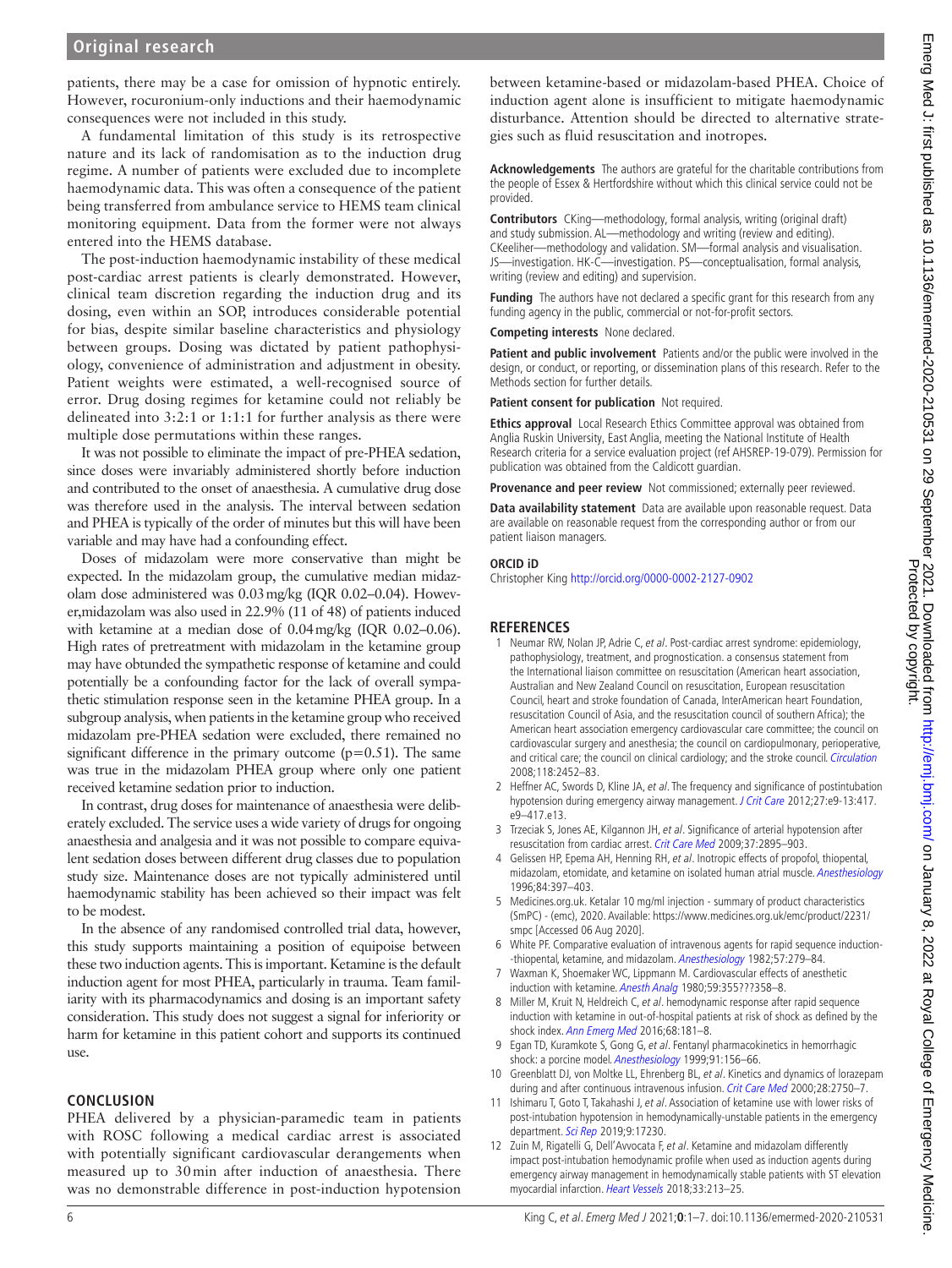patients, there may be a case for omission of hypnotic entirely. However, rocuronium-only inductions and their haemodynamic consequences were not included in this study.

A fundamental limitation of this study is its retrospective nature and its lack of randomisation as to the induction drug regime. A number of patients were excluded due to incomplete haemodynamic data. This was often a consequence of the patient being transferred from ambulance service to HEMS team clinical monitoring equipment. Data from the former were not always entered into the HEMS database.

The post-induction haemodynamic instability of these medical post-cardiac arrest patients is clearly demonstrated. However, clinical team discretion regarding the induction drug and its dosing, even within an SOP, introduces considerable potential for bias, despite similar baseline characteristics and physiology between groups. Dosing was dictated by patient pathophysiology, convenience of administration and adjustment in obesity. Patient weights were estimated, a well-recognised source of error. Drug dosing regimes for ketamine could not reliably be delineated into 3:2:1 or 1:1:1 for further analysis as there were multiple dose permutations within these ranges.

It was not possible to eliminate the impact of pre-PHEA sedation, since doses were invariably administered shortly before induction and contributed to the onset of anaesthesia. A cumulative drug dose was therefore used in the analysis. The interval between sedation and PHEA is typically of the order of minutes but this will have been variable and may have had a confounding effect.

Doses of midazolam were more conservative than might be expected. In the midazolam group, the cumulative median midazolam dose administered was 0.03 mg/kg (IQR 0.02–0.04). However,midazolam was also used in 22.9% (11 of 48) of patients induced with ketamine at a median dose of 0.04 mg/kg (IQR 0.02–0.06). High rates of pretreatment with midazolam in the ketamine group may have obtunded the sympathetic response of ketamine and could potentially be a confounding factor for the lack of overall sympathetic stimulation response seen in the ketamine PHEA group. In a subgroup analysis, when patients in the ketamine group who received midazolam pre-PHEA sedation were excluded, there remained no significant difference in the primary outcome ($p=0.51$). The same was true in the midazolam PHEA group where only one patient received ketamine sedation prior to induction.

In contrast, drug doses for maintenance of anaesthesia were deliberately excluded. The service uses a wide variety of drugs for ongoing anaesthesia and analgesia and it was not possible to compare equivalent sedation doses between different drug classes due to population study size. Maintenance doses are not typically administered until haemodynamic stability has been achieved so their impact was felt to be modest.

In the absence of any randomised controlled trial data, however, this study supports maintaining a position of equipoise between these two induction agents. This is important. Ketamine is the default induction agent for most PHEA, particularly in trauma. Team familiarity with its pharmacodynamics and dosing is an important safety consideration. This study does not suggest a signal for inferiority or harm for ketamine in this patient cohort and supports its continued use.

## CONCLUSION

PHEA delivered by a physician-paramedic team in patients with ROSC following a medical cardiac arrest is associated with potentially significant cardiovascular derangements when measured up to 30 min after induction of anaesthesia. There was no demonstrable difference in post-induction hypotension between ketamine-based or midazolam-based PHEA. Choice of induction agent alone is insufficient to mitigate haemodynamic disturbance. Attention should be directed to alternative strategies such as fluid resuscitation and inotropes.

**Acknowledgements** The authors are grateful for the charitable contributions from the people of Essex & Hertfordshire without which this clinical service could not be provided.

**Contributors** CKing—methodology, formal analysis, writing (original draft) and study submission. AL—methodology and writing (review and editing). CKeeliher—methodology and validation. SM—formal analysis and visualisation. JS—investigation. HK-C—investigation. PS—conceptualisation, formal analysis, writing (review and editing) and supervision.

**Funding** The authors have not declared a specific grant for this research from any funding agency in the public, commercial or not-for-profit sectors.

**Competing interests** None declared.

**Patient and public involvement** Patients and/or the public were involved in the design, or conduct, or reporting, or dissemination plans of this research. Refer to the Methods section for further details.

**Patient consent for publication** Not required.

**Ethics approval** Local Research Ethics Committee approval was obtained from Anglia Ruskin University, East Anglia, meeting the National Institute of Health Research criteria for a service evaluation project (ref AHSREP-19-079). Permission for publication was obtained from the Caldicott guardian.

**Provenance and peer review** Not commissioned; externally peer reviewed.

**Data availability statement** Data are available upon reasonable request. Data are available on reasonable request from the corresponding author or from our patient liaison managers.

**ORCID iD**

Christopher King http://orcid.org/0000-0002-2127-0902

## REFERENCES

1. Neumar RW, Nolan JP, Adrie C, *et al*. Post-cardiac arrest syndrome: epidemiology, pathophysiology, treatment, and prognostication. a consensus statement from the International liaison committee on resuscitation (American heart association, Australian and New Zealand Council on resuscitation, European resuscitation Council, heart and stroke foundation of Canada, InterAmerican heart Foundation, resuscitation Council of Asia, and the resuscitation council of southern Africa); the American heart association emergency cardiovascular care committee; the council on cardiovascular surgery and anesthesia; the council on cardiopulmonary, perioperative, and critical care; the council on clinical cardiology; and the stroke council. *Circulation* 2008;118:2452–83.
2. Heffner AC, Swords D, Kline JA, *et al*. The frequency and significance of postintubation hypotension during emergency airway management. *J Crit Care* 2012;27:e9-13:417.e9–417.e13.
3. Trzeciak S, Jones AE, Kilgannon JH, *et al*. Significance of arterial hypotension after resuscitation from cardiac arrest. *Crit Care Med* 2009;37:2895–903.
4. Gelissen HP, Epema AH, Henning RH, *et al*. Inotropic effects of propofol, thiopental, midazolam, etomidate, and ketamine on isolated human atrial muscle. *Anesthesiology* 1996;84:397–403.
5. Medicines.org.uk. Ketalar 10 mg/ml injection - summary of product characteristics (SmPC) - (emc), 2020. Available: https://www.medicines.org.uk/emc/product/2231/smpc [Accessed 06 Aug 2020].
6. White PF. Comparative evaluation of intravenous agents for rapid sequence induction--thiopental, ketamine, and midazolam. *Anesthesiology* 1982;57:279–84.
7. Waxman K, Shoemaker WC, Lippmann M. Cardiovascular effects of anesthetic induction with ketamine. *Anesth Analg* 1980;59:355???358–8.
8. Miller M, Kruit N, Heldreich C, *et al*. hemodynamic response after rapid sequence induction with ketamine in out-of-hospital patients at risk of shock as defined by the shock index. *Ann Emerg Med* 2016;68:181–8.
9. Egan TD, Kuramkote S, Gong G, *et al*. Fentanyl pharmacokinetics in hemorrhagic shock: a porcine model. *Anesthesiology* 1999;91:156–66.
10. Greenblatt DJ, von Moltke LL, Ehrenberg BL, *et al*. Kinetics and dynamics of lorazepam during and after continuous intravenous infusion. *Crit Care Med* 2000;28:2750–7.
11. Ishimaru T, Goto T, Takahashi J, *et al*. Association of ketamine use with lower risks of post-intubation hypotension in hemodynamically-unstable patients in the emergency department. *Sci Rep* 2019;9:17230.
12. Zuin M, Rigatelli G, Dell'Avvocata F, *et al*. Ketamine and midazolam differently impact post-intubation hemodynamic profile when used as induction agents during emergency airway management in hemodynamically stable patients with ST elevation myocardial infarction. *Heart Vessels* 2018;33:213–25.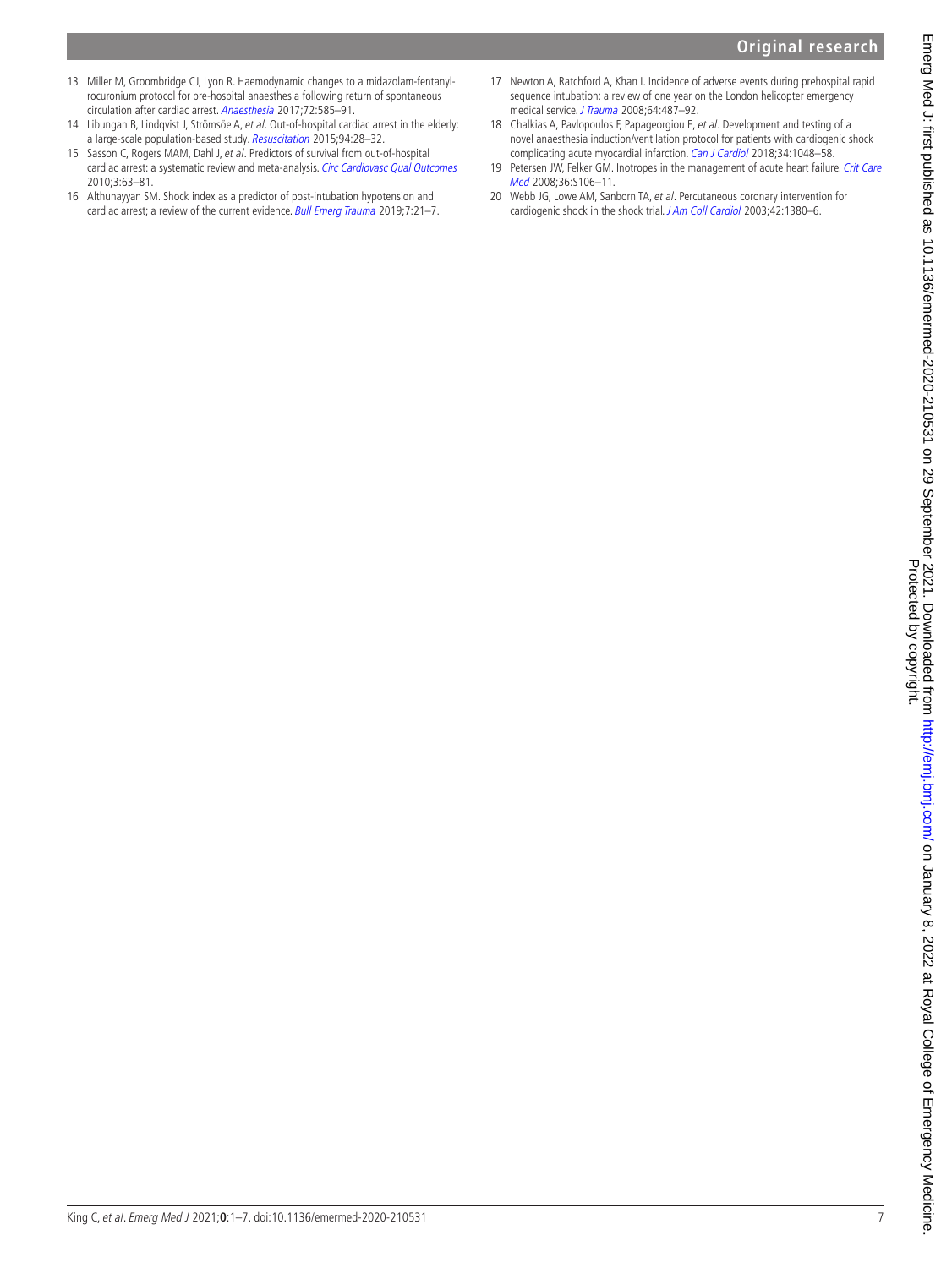13 Miller M, Groombridge CJ, Lyon R. Haemodynamic changes to a midazolam-fentanyl-rocuronium protocol for pre-hospital anaesthesia following return of spontaneous circulation after cardiac arrest. *Anaesthesia* 2017;72:585–91.

14 Libungan B, Lindqvist J, Strömsöe A, *et al*. Out-of-hospital cardiac arrest in the elderly: a large-scale population-based study. *Resuscitation* 2015;94:28–32.

15 Sasson C, Rogers MAM, Dahl J, *et al*. Predictors of survival from out-of-hospital cardiac arrest: a systematic review and meta-analysis. *Circ Cardiovasc Qual Outcomes* 2010;3:63–81.

16 Althunayyan SM. Shock index as a predictor of post-intubation hypotension and cardiac arrest; a review of the current evidence. *Bull Emerg Trauma* 2019;7:21–7.

17 Newton A, Ratchford A, Khan I. Incidence of adverse events during prehospital rapid sequence intubation: a review of one year on the London helicopter emergency medical service. *J Trauma* 2008;64:487–92.

18 Chalkias A, Pavlopoulos F, Papageorgiou E, *et al*. Development and testing of a novel anaesthesia induction/ventilation protocol for patients with cardiogenic shock complicating acute myocardial infarction. *Can J Cardiol* 2018;34:1048–58.

19 Petersen JW, Felker GM. Inotropes in the management of acute heart failure. *Crit Care Med* 2008;36:S106–11.

20 Webb JG, Lowe AM, Sanborn TA, *et al*. Percutaneous coronary intervention for cardiogenic shock in the shock trial. *J Am Coll Cardiol* 2003;42:1380–6.